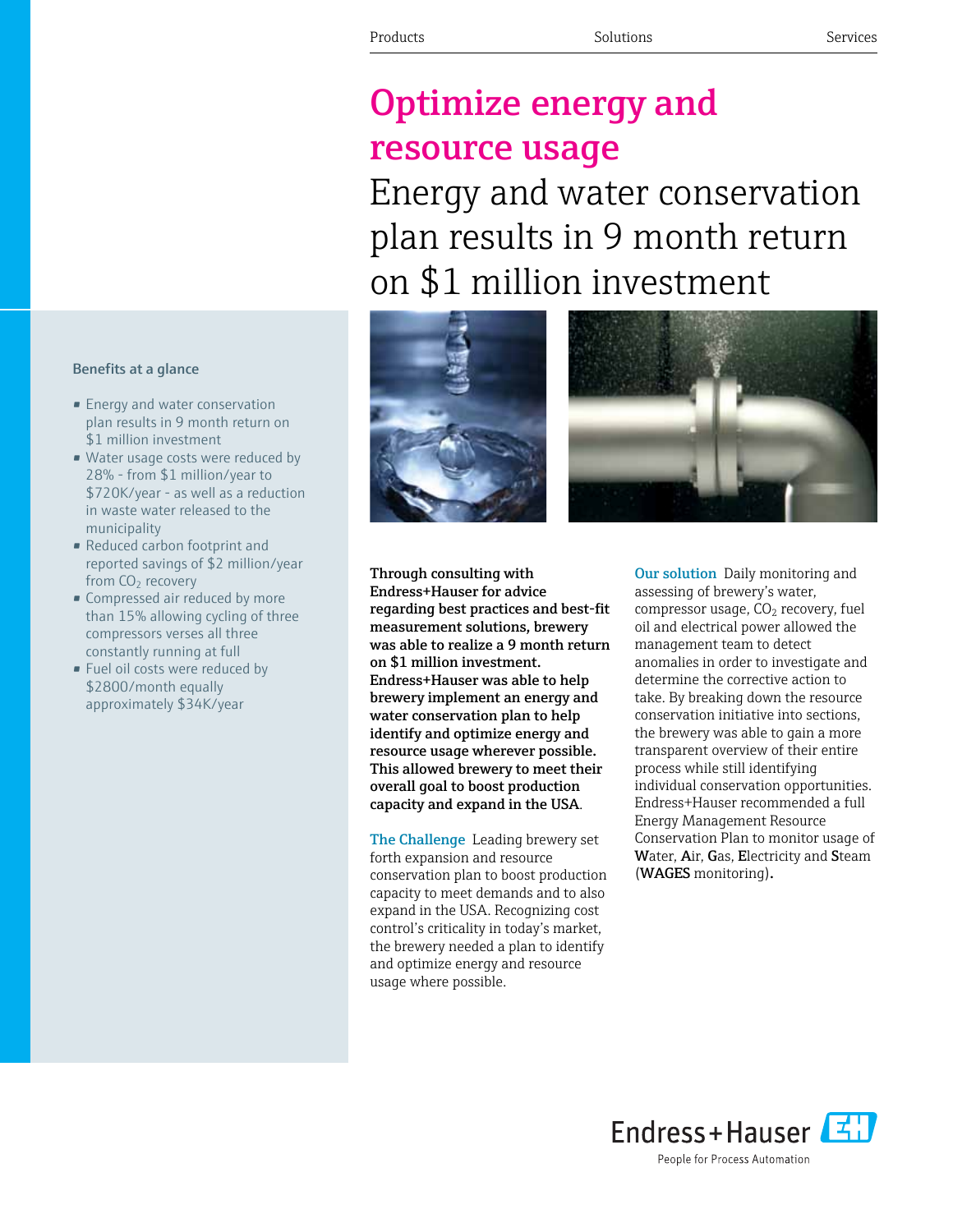Products | Solutions | Services

# Optimize energy and resource usage

## Energy and water conservation plan results in 9 month return on $1 million investment

### Benefits at a glance

- Energy and water conservation plan results in 9 month return on $1 million investment
- Water usage costs were reduced by 28% - from $1 million/year to $720K/year - as well as a reduction in waste water released to the municipality
- Reduced carbon footprint and reported savings of $2 million/year from $CO_2$ recovery
- Compressed air reduced by more than 15% allowing cycling of three compressors verses all three constantly running at full
- Fuel oil costs were reduced by $2800/month equally approximately $34K/year

**Through consulting with Endress+Hauser for advice regarding best practices and best-fit measurement solutions, brewery was able to realize a 9 month return on $1 million investment. Endress+Hauser was able to help brewery implement an energy and water conservation plan to help identify and optimize energy and resource usage wherever possible. This allowed brewery to meet their overall goal to boost production capacity and expand in the USA**.

**The Challenge** Leading brewery set forth expansion and resource conservation plan to boost production capacity to meet demands and to also expand in the USA. Recognizing cost control's criticality in today's market, the brewery needed a plan to identify and optimize energy and resource usage where possible.

**Our solution** Daily monitoring and assessing of brewery's water, compressor usage, $CO_2$ recovery, fuel oil and electrical power allowed the management team to detect anomalies in order to investigate and determine the corrective action to take. By breaking down the resource conservation initiative into sections, the brewery was able to gain a more transparent overview of their entire process while still identifying individual conservation opportunities. Endress+Hauser recommended a full Energy Management Resource Conservation Plan to monitor usage of **W**ater, **A**ir, **G**as, **E**lectricity and **S**team (**WAGES** monitoring)**.**

Endress+Hauser
People for Process Automation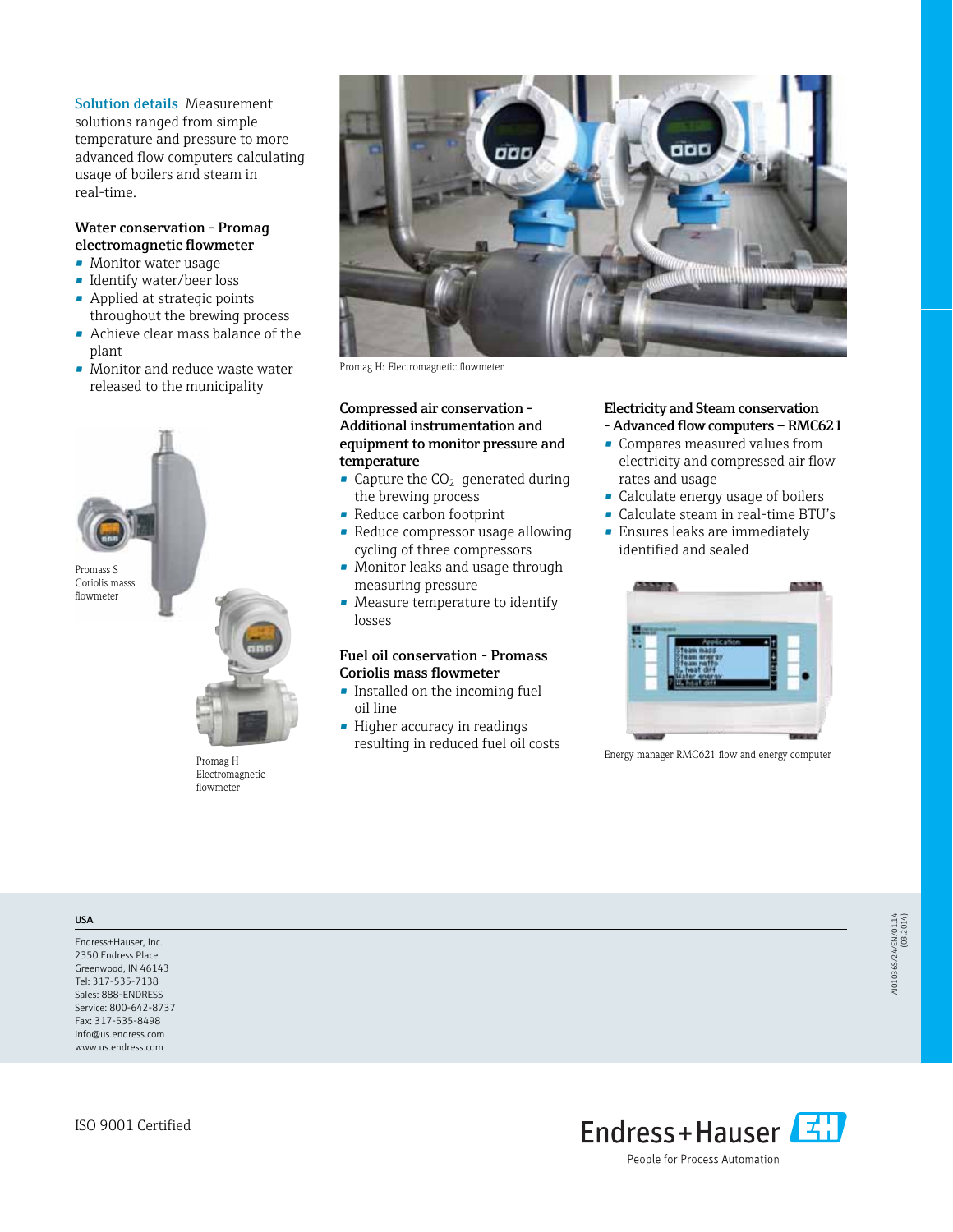**Solution details** Measurement solutions ranged from simple temperature and pressure to more advanced flow computers calculating usage of boilers and steam in real-time.

### Water conservation - Promag electromagnetic flowmeter

- Monitor water usage
- Identify water/beer loss
- Applied at strategic points throughout the brewing process
- Achieve clear mass balance of the plant
- Monitor and reduce waste water released to the municipality

Promass S Coriolis masss flowmeter

Promag H Electromagnetic flowmeter

Promag H: Electromagnetic flowmeter

### Compressed air conservation - Additional instrumentation and equipment to monitor pressure and temperature

- Capture the $CO_2$ generated during the brewing process
- Reduce carbon footprint
- Reduce compressor usage allowing cycling of three compressors
- Monitor leaks and usage through measuring pressure
- Measure temperature to identify losses

### Fuel oil conservation - Promass Coriolis mass flowmeter

- Installed on the incoming fuel oil line
- Higher accuracy in readings resulting in reduced fuel oil costs

### Electricity and Steam conservation - Advanced flow computers – RMC621

- Compares measured values from electricity and compressed air flow rates and usage
- Calculate energy usage of boilers
- Calculate steam in real-time BTU's
- Ensures leaks are immediately identified and sealed

Energy manager RMC621 flow and energy computer

**USA**

Endress+Hauser, Inc.
2350 Endress Place
Greenwood, IN 46143
Tel: 317-535-7138
Sales: 888-ENDRESS
Service: 800-642-8737
Fax: 317-535-8498
info@us.endress.com
www.us.endress.com

AI01036S/24/EN/01.14
(03.2014)

ISO 9001 Certified

Endress+Hauser
People for Process Automation